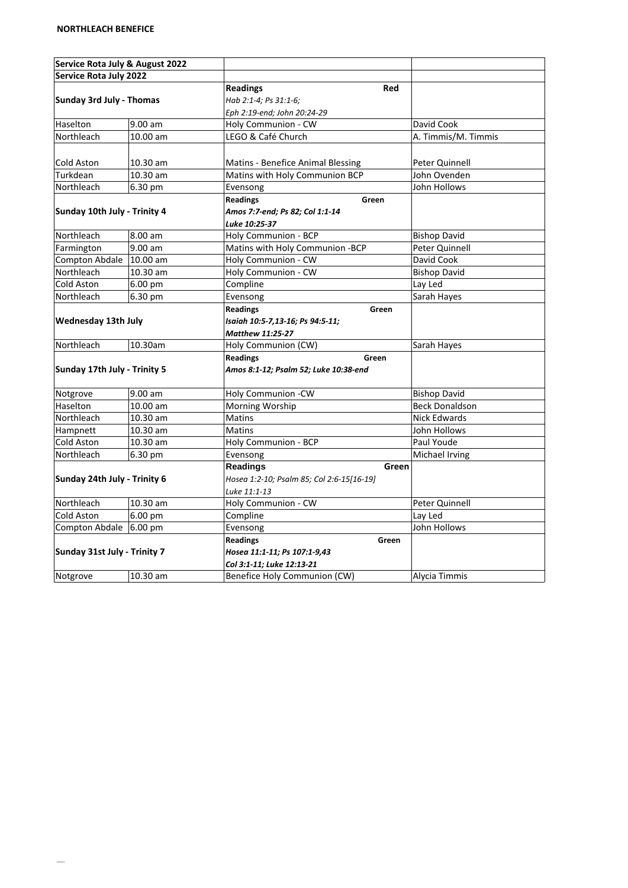**NORTHLEACH BENEFICE**

| Service Rota July & August 2022 | | | |
|---|---|---|---|
| **Service Rota July 2022** | | | |
| **Sunday 3rd July - Thomas** | | **Readings** **Red**<br>*Hab 2:1-4; Ps 31:1-6;*<br>*Eph 2:19-end; John 20:24-29* | |
| Haselton | 9.00 am | Holy Communion - CW | David Cook |
| Northleach | 10.00 am | LEGO & Café Church | A. Timmis/M. Timmis |
| Cold Aston | 10.30 am | Matins - Benefice Animal Blessing | Peter Quinnell |
| Turkdean | 10.30 am | Matins with Holy Communion BCP | John Ovenden |
| Northleach | 6.30 pm | Evensong | John Hollows |
| **Sunday 10th July - Trinity 4** | | **Readings** **Green**<br>***Amos 7:7-end; Ps 82; Col 1:1-14***<br>***Luke 10:25-37*** | |
| Northleach | 8.00 am | Holy Communion - BCP | Bishop David |
| Farmington | 9.00 am | Matins with Holy Communion -BCP | Peter Quinnell |
| Compton Abdale | 10.00 am | Holy Communion - CW | David Cook |
| Northleach | 10.30 am | Holy Communion - CW | Bishop David |
| Cold Aston | 6.00 pm | Compline | Lay Led |
| Northleach | 6.30 pm | Evensong | Sarah Hayes |
| **Wednesday 13th July** | | **Readings** **Green**<br>***Isaiah 10:5-7,13-16; Ps 94:5-11;***<br>***Matthew 11:25-27*** | |
| Northleach | 10.30am | Holy Communion (CW) | Sarah Hayes |
| **Sunday 17th July - Trinity 5** | | **Readings** **Green**<br>***Amos 8:1-12; Psalm 52; Luke 10:38-end*** | |
| Notgrove | 9.00 am | Holy Communion -CW | Bishop David |
| Haselton | 10.00 am | Morning Worship | Beck Donaldson |
| Northleach | 10.30 am | Matins | Nick Edwards |
| Hampnett | 10.30 am | Matins | John Hollows |
| Cold Aston | 10.30 am | Holy Communion - BCP | Paul Youde |
| Northleach | 6.30 pm | Evensong | Michael Irving |
| **Sunday 24th July - Trinity 6** | | **Readings** **Green**<br>*Hosea 1:2-10; Psalm 85; Col 2:6-15[16-19]*<br>*Luke 11:1-13* | |
| Northleach | 10.30 am | Holy Communion - CW | Peter Quinnell |
| Cold Aston | 6.00 pm | Compline | Lay Led |
| Compton Abdale | 6.00 pm | Evensong | John Hollows |
| **Sunday 31st July - Trinity 7** | | **Readings** **Green**<br>***Hosea 11:1-11; Ps 107:1-9,43***<br>***Col 3:1-11; Luke 12:13-21*** | |
| Notgrove | 10.30 am | Benefice Holy Communion (CW) | Alycia Timmis |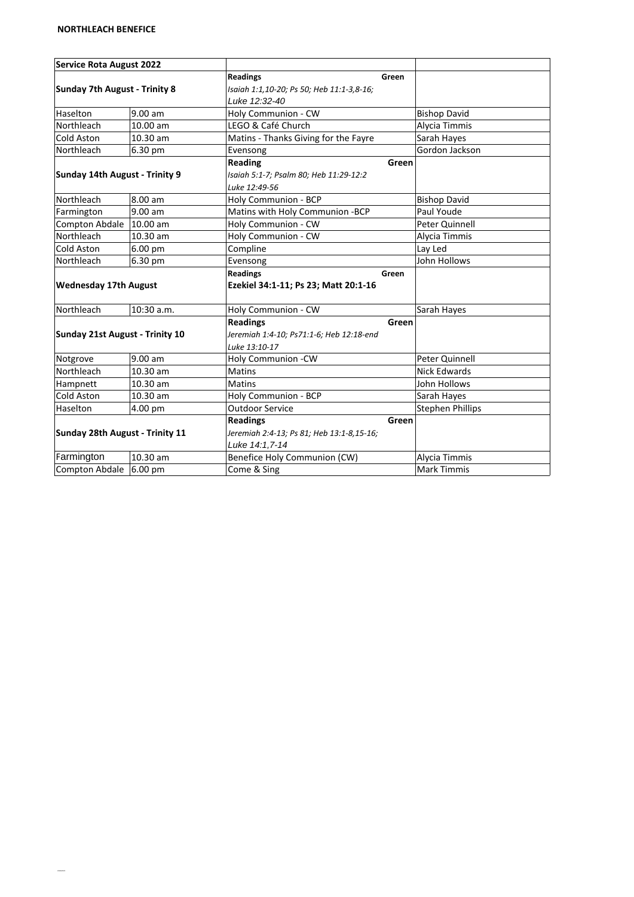**NORTHLEACH BENEFICE**

| | | | |
|---|---|---|---|
| **Service Rota August 2022** | | | |
| **Sunday 7th August - Trinity 8** | | **Readings** **Green** *Isaiah 1:1,10-20; Ps 50; Heb 11:1-3,8-16; Luke 12:32-40* | |
| Haselton | 9.00 am | Holy Communion - CW | Bishop David |
| Northleach | 10.00 am | LEGO & Café Church | Alycia Timmis |
| Cold Aston | 10.30 am | Matins - Thanks Giving for the Fayre | Sarah Hayes |
| Northleach | 6.30 pm | Evensong | Gordon Jackson |
| **Sunday 14th August - Trinity 9** | | **Reading** **Green** *Isaiah 5:1-7; Psalm 80; Heb 11:29-12:2 Luke 12:49-56* | |
| Northleach | 8.00 am | Holy Communion - BCP | Bishop David |
| Farmington | 9.00 am | Matins with Holy Communion -BCP | Paul Youde |
| Compton Abdale | 10.00 am | Holy Communion - CW | Peter Quinnell |
| Northleach | 10.30 am | Holy Communion - CW | Alycia Timmis |
| Cold Aston | 6.00 pm | Compline | Lay Led |
| Northleach | 6.30 pm | Evensong | John Hollows |
| **Wednesday 17th August** | | **Readings** **Green** **Ezekiel 34:1-11; Ps 23; Matt 20:1-16** | |
| Northleach | 10:30 a.m. | Holy Communion - CW | Sarah Hayes |
| **Sunday 21st August - Trinity 10** | | **Readings** **Green** *Jeremiah 1:4-10; Ps71:1-6; Heb 12:18-end Luke 13:10-17* | |
| Notgrove | 9.00 am | Holy Communion -CW | Peter Quinnell |
| Northleach | 10.30 am | Matins | Nick Edwards |
| Hampnett | 10.30 am | Matins | John Hollows |
| Cold Aston | 10.30 am | Holy Communion - BCP | Sarah Hayes |
| Haselton | 4.00 pm | Outdoor Service | Stephen Phillips |
| **Sunday 28th August - Trinity 11** | | **Readings** **Green** *Jeremiah 2:4-13; Ps 81; Heb 13:1-8,15-16; Luke 14:1,7-14* | |
| Farmington | 10.30 am | Benefice Holy Communion (CW) | Alycia Timmis |
| Compton Abdale | 6.00 pm | Come & Sing | Mark Timmis |